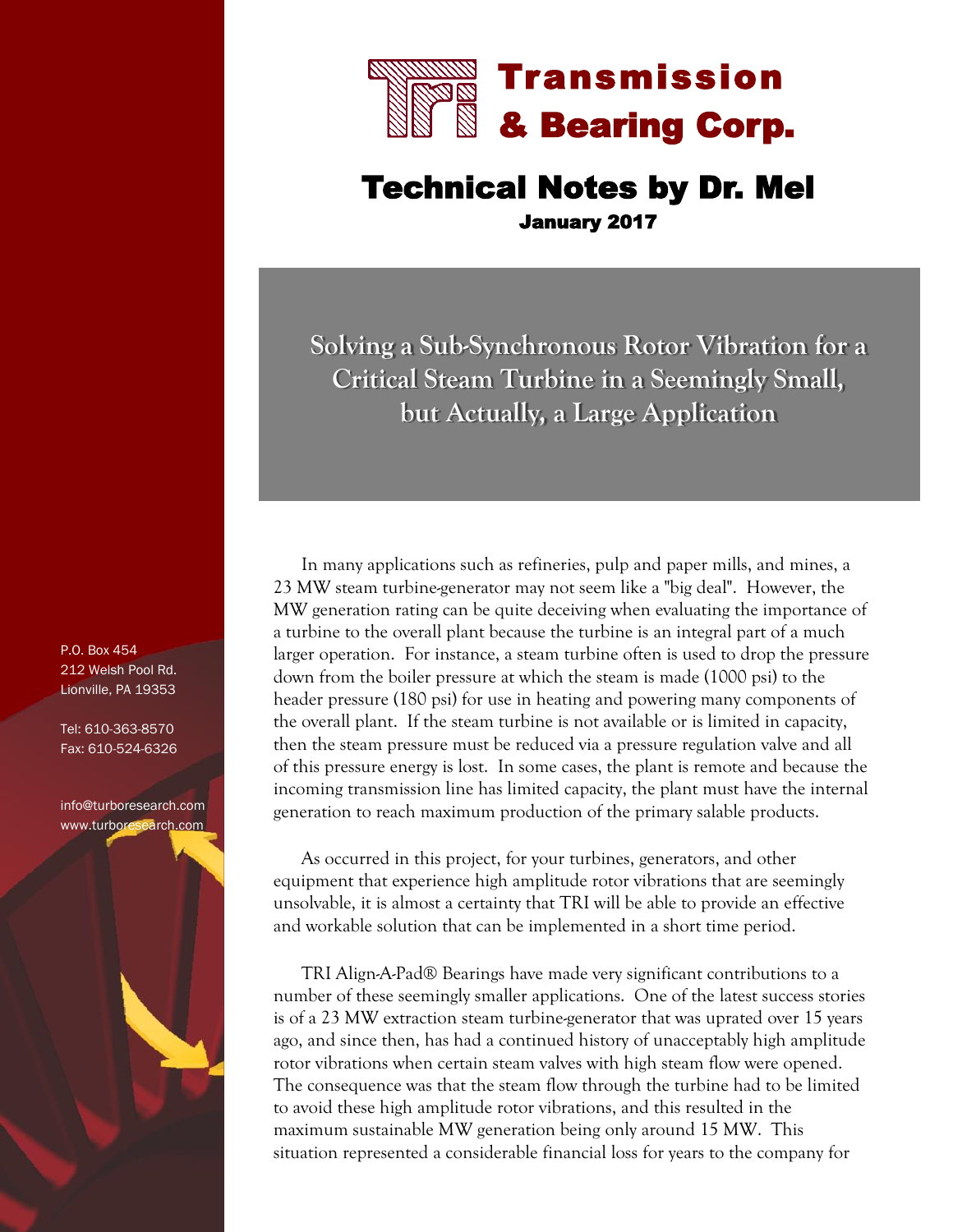# Transmission & Bearing Corp.

## Technical Notes by Dr. Mel

**January 2017**

P.O. Box 454
212 Welsh Pool Rd.
Lionville, PA 19353

Tel: 610-363-8570
Fax: 610-524-6326

info@turboresearch.com
www.turboresearch.com

## Solving a Sub-Synchronous Rotor Vibration for a Critical Steam Turbine in a Seemingly Small, but Actually, a Large Application

In many applications such as refineries, pulp and paper mills, and mines, a 23 MW steam turbine-generator may not seem like a "big deal". However, the MW generation rating can be quite deceiving when evaluating the importance of a turbine to the overall plant because the turbine is an integral part of a much larger operation. For instance, a steam turbine often is used to drop the pressure down from the boiler pressure at which the steam is made (1000 psi) to the header pressure (180 psi) for use in heating and powering many components of the overall plant. If the steam turbine is not available or is limited in capacity, then the steam pressure must be reduced via a pressure regulation valve and all of this pressure energy is lost. In some cases, the plant is remote and because the incoming transmission line has limited capacity, the plant must have the internal generation to reach maximum production of the primary salable products.

As occurred in this project, for your turbines, generators, and other equipment that experience high amplitude rotor vibrations that are seemingly unsolvable, it is almost a certainty that TRI will be able to provide an effective and workable solution that can be implemented in a short time period.

TRI Align-A-Pad® Bearings have made very significant contributions to a number of these seemingly smaller applications. One of the latest success stories is of a 23 MW extraction steam turbine-generator that was uprated over 15 years ago, and since then, has had a continued history of unacceptably high amplitude rotor vibrations when certain steam valves with high steam flow were opened. The consequence was that the steam flow through the turbine had to be limited to avoid these high amplitude rotor vibrations, and this resulted in the maximum sustainable MW generation being only around 15 MW. This situation represented a considerable financial loss for years to the company for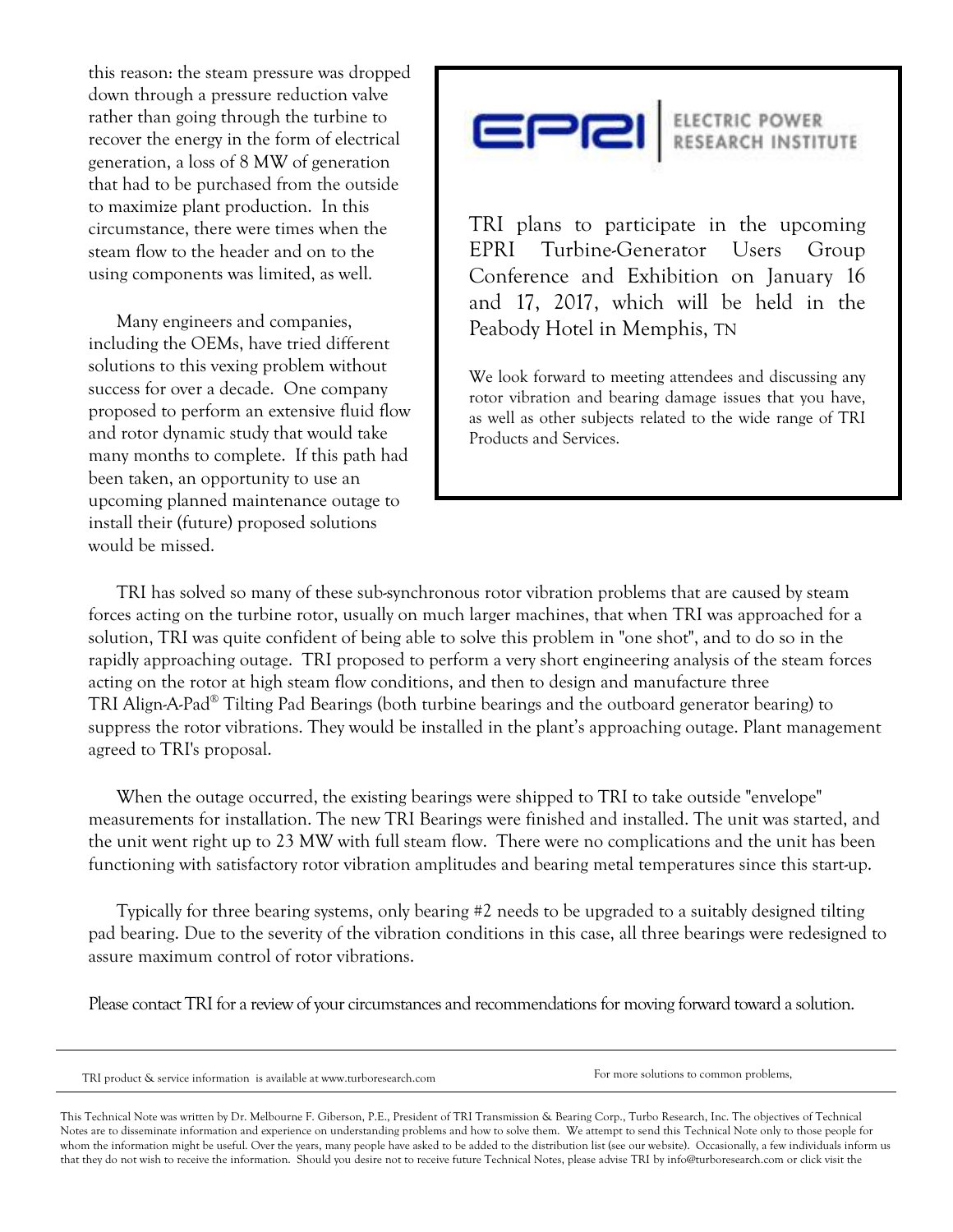this reason: the steam pressure was dropped down through a pressure reduction valve rather than going through the turbine to recover the energy in the form of electrical generation, a loss of 8 MW of generation that had to be purchased from the outside to maximize plant production. In this circumstance, there were times when the steam flow to the header and on to the using components was limited, as well.

Many engineers and companies, including the OEMs, have tried different solutions to this vexing problem without success for over a decade. One company proposed to perform an extensive fluid flow and rotor dynamic study that would take many months to complete. If this path had been taken, an opportunity to use an upcoming planned maintenance outage to install their (future) proposed solutions would be missed.

EPRI | ELECTRIC POWER RESEARCH INSTITUTE

TRI plans to participate in the upcoming EPRI Turbine-Generator Users Group Conference and Exhibition on January 16 and 17, 2017, which will be held in the Peabody Hotel in Memphis, TN

We look forward to meeting attendees and discussing any rotor vibration and bearing damage issues that you have, as well as other subjects related to the wide range of TRI Products and Services.

TRI has solved so many of these sub-synchronous rotor vibration problems that are caused by steam forces acting on the turbine rotor, usually on much larger machines, that when TRI was approached for a solution, TRI was quite confident of being able to solve this problem in "one shot", and to do so in the rapidly approaching outage. TRI proposed to perform a very short engineering analysis of the steam forces acting on the rotor at high steam flow conditions, and then to design and manufacture three TRI Align-A-Pad® Tilting Pad Bearings (both turbine bearings and the outboard generator bearing) to suppress the rotor vibrations. They would be installed in the plant's approaching outage. Plant management agreed to TRI's proposal.

When the outage occurred, the existing bearings were shipped to TRI to take outside "envelope" measurements for installation. The new TRI Bearings were finished and installed. The unit was started, and the unit went right up to 23 MW with full steam flow. There were no complications and the unit has been functioning with satisfactory rotor vibration amplitudes and bearing metal temperatures since this start-up.

Typically for three bearing systems, only bearing #2 needs to be upgraded to a suitably designed tilting pad bearing. Due to the severity of the vibration conditions in this case, all three bearings were redesigned to assure maximum control of rotor vibrations.

Please contact TRI for a review of your circumstances and recommendations for moving forward toward a solution.

---

TRI product & service information is available at www.turboresearch.com

For more solutions to common problems,

---

This Technical Note was written by Dr. Melbourne F. Giberson, P.E., President of TRI Transmission & Bearing Corp., Turbo Research, Inc. The objectives of Technical Notes are to disseminate information and experience on understanding problems and how to solve them. We attempt to send this Technical Note only to those people for whom the information might be useful. Over the years, many people have asked to be added to the distribution list (see our website). Occasionally, a few individuals inform us that they do not wish to receive the information. Should you desire not to receive future Technical Notes, please advise TRI by info@turboresearch.com or click visit the